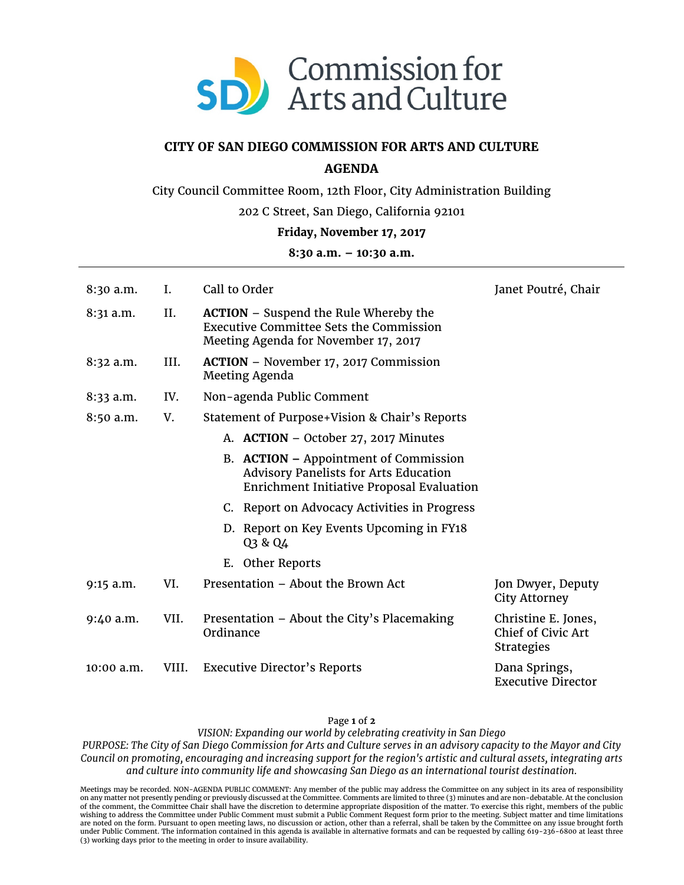# Commission for Arts and Culture

## CITY OF SAN DIEGO COMMISSION FOR ARTS AND CULTURE

## AGENDA

City Council Committee Room, 12th Floor, City Administration Building

202 C Street, San Diego, California 92101

**Friday, November 17, 2017**

**8:30 a.m. – 10:30 a.m.**

---

| Time | Item | Description | Presenter |
|---|---|---|---|
| 8:30 a.m. | I. | Call to Order | Janet Poutré, Chair |
| 8:31 a.m. | II. | **ACTION** – Suspend the Rule Whereby the Executive Committee Sets the Commission Meeting Agenda for November 17, 2017 | |
| 8:32 a.m. | III. | **ACTION** – November 17, 2017 Commission Meeting Agenda | |
| 8:33 a.m. | IV. | Non-agenda Public Comment | |
| 8:50 a.m. | V. | Statement of Purpose+Vision & Chair's Reports | |
| | | A. **ACTION** – October 27, 2017 Minutes | |
| | | B. **ACTION** – Appointment of Commission Advisory Panelists for Arts Education Enrichment Initiative Proposal Evaluation | |
| | | C. Report on Advocacy Activities in Progress | |
| | | D. Report on Key Events Upcoming in FY18 Q3 & Q4 | |
| | | E. Other Reports | |
| 9:15 a.m. | VI. | Presentation – About the Brown Act | Jon Dwyer, Deputy City Attorney |
| 9:40 a.m. | VII. | Presentation – About the City's Placemaking Ordinance | Christine E. Jones, Chief of Civic Art Strategies |
| 10:00 a.m. | VIII. | Executive Director's Reports | Dana Springs, Executive Director |

*VISION: Expanding our world by celebrating creativity in San Diego*

*PURPOSE: The City of San Diego Commission for Arts and Culture serves in an advisory capacity to the Mayor and City Council on promoting, encouraging and increasing support for the region's artistic and cultural assets, integrating arts and culture into community life and showcasing San Diego as an international tourist destination.*

Meetings may be recorded. NON-AGENDA PUBLIC COMMENT: Any member of the public may address the Committee on any subject in its area of responsibility on any matter not presently pending or previously discussed at the Committee. Comments are limited to three (3) minutes and are non-debatable. At the conclusion of the comment, the Committee Chair shall have the discretion to determine appropriate disposition of the matter. To exercise this right, members of the public wishing to address the Committee under Public Comment must submit a Public Comment Request form prior to the meeting. Subject matter and time limitations are noted on the form. Pursuant to open meeting laws, no discussion or action, other than a referral, shall be taken by the Committee on any issue brought forth under Public Comment. The information contained in this agenda is available in alternative formats and can be requested by calling 619-236-6800 at least three (3) working days prior to the meeting in order to insure availability.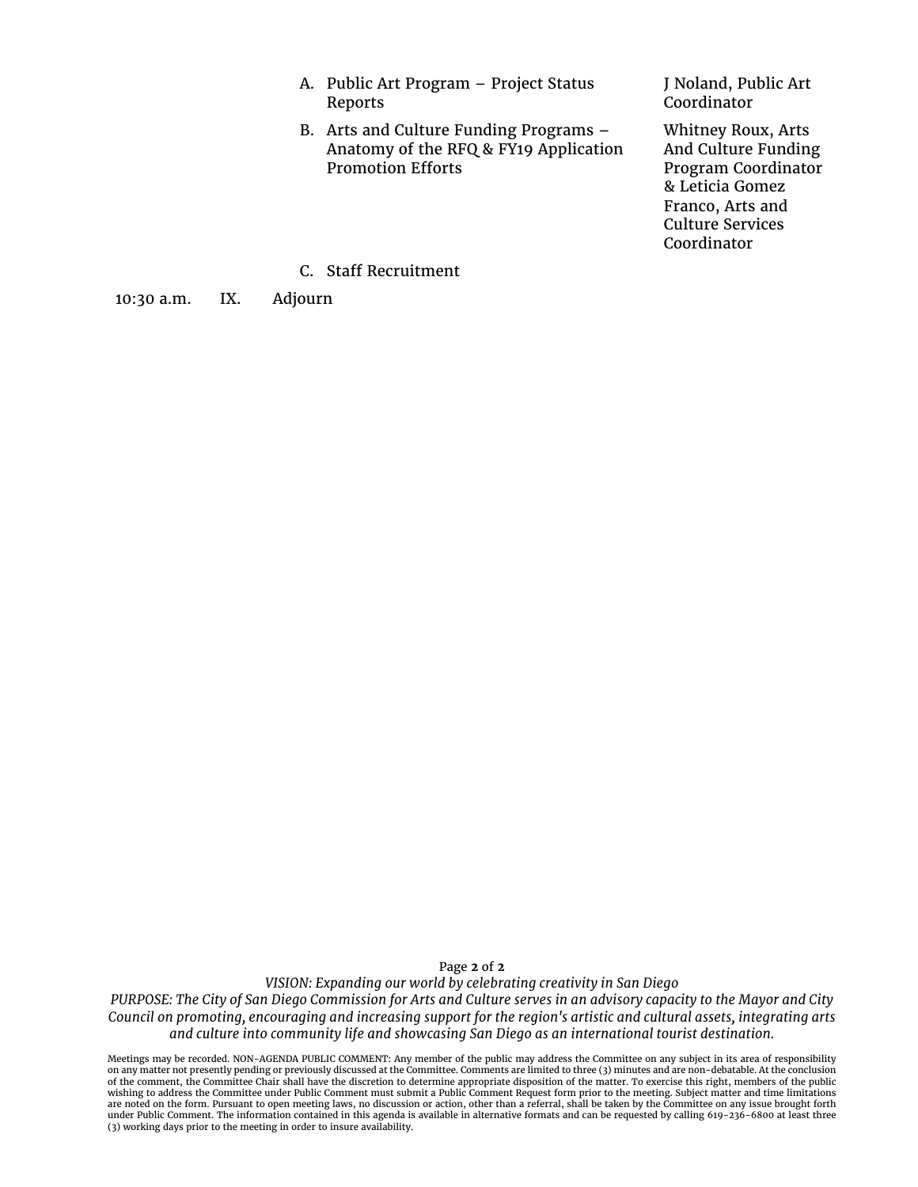| | | | |
|---|---|---|---|
| | | A. Public Art Program – Project Status Reports | J Noland, Public Art Coordinator |
| | | B. Arts and Culture Funding Programs – Anatomy of the RFQ & FY19 Application Promotion Efforts | Whitney Roux, Arts And Culture Funding Program Coordinator & Leticia Gomez Franco, Arts and Culture Services Coordinator |
| | | C. Staff Recruitment | |
| 10:30 a.m. | IX. | Adjourn | |

*VISION: Expanding our world by celebrating creativity in San Diego*

*PURPOSE: The City of San Diego Commission for Arts and Culture serves in an advisory capacity to the Mayor and City Council on promoting, encouraging and increasing support for the region's artistic and cultural assets, integrating arts and culture into community life and showcasing San Diego as an international tourist destination.*

Meetings may be recorded. NON-AGENDA PUBLIC COMMENT: Any member of the public may address the Committee on any subject in its area of responsibility on any matter not presently pending or previously discussed at the Committee. Comments are limited to three (3) minutes and are non-debatable. At the conclusion of the comment, the Committee Chair shall have the discretion to determine appropriate disposition of the matter. To exercise this right, members of the public wishing to address the Committee under Public Comment must submit a Public Comment Request form prior to the meeting. Subject matter and time limitations are noted on the form. Pursuant to open meeting laws, no discussion or action, other than a referral, shall be taken by the Committee on any issue brought forth under Public Comment. The information contained in this agenda is available in alternative formats and can be requested by calling 619-236-6800 at least three (3) working days prior to the meeting in order to insure availability.